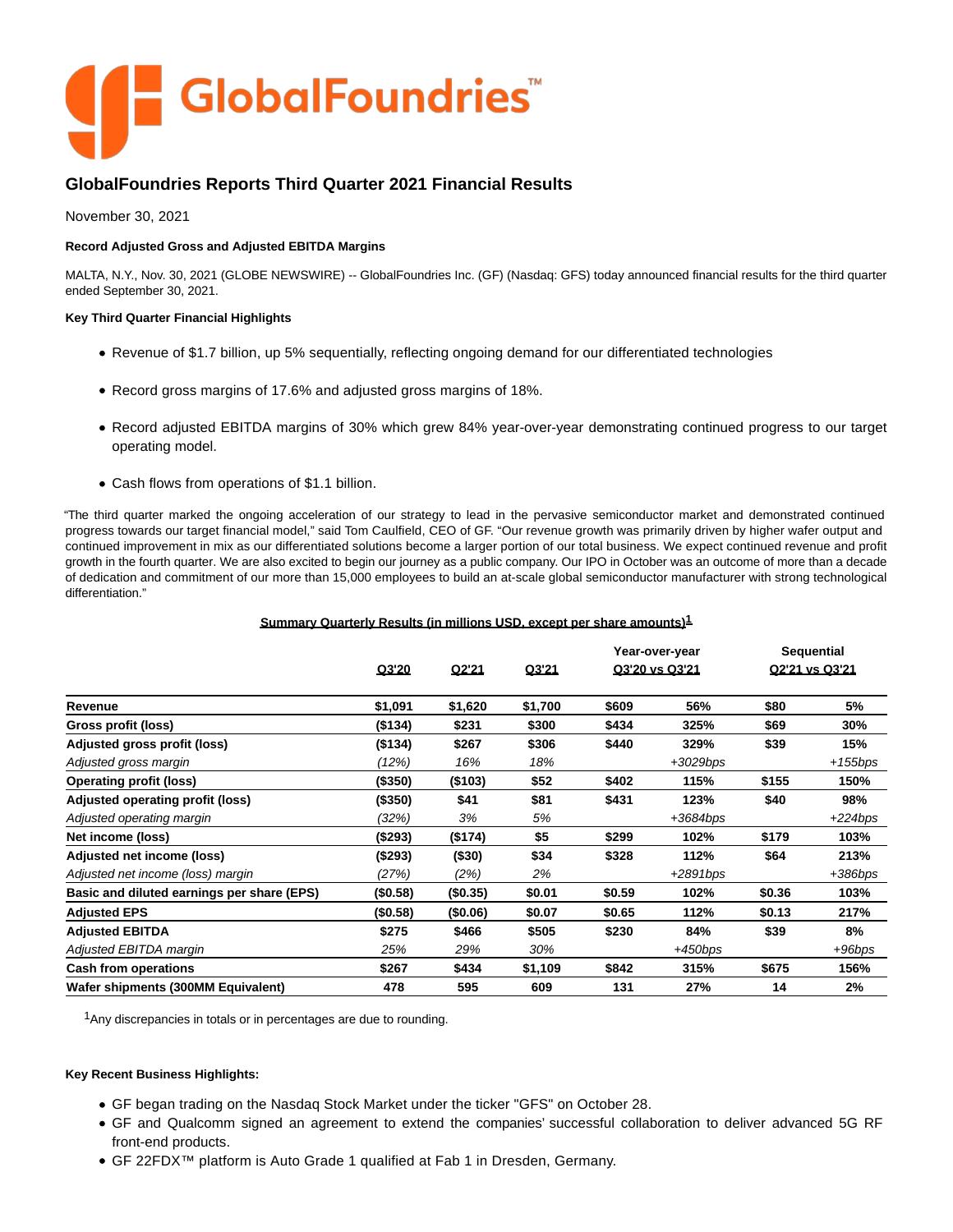# GlobalFoundries Reports Third Quarter 2021 Financial Results

November 30, 2021

**Record Adjusted Gross and Adjusted EBITDA Margins**

MALTA, N.Y., Nov. 30, 2021 (GLOBE NEWSWIRE) -- GlobalFoundries Inc. (GF) (Nasdaq: GFS) today announced financial results for the third quarter ended September 30, 2021.

**Key Third Quarter Financial Highlights**

- Revenue of $1.7 billion, up 5% sequentially, reflecting ongoing demand for our differentiated technologies
- Record gross margins of 17.6% and adjusted gross margins of 18%.
- Record adjusted EBITDA margins of 30% which grew 84% year-over-year demonstrating continued progress to our target operating model.
- Cash flows from operations of $1.1 billion.

"The third quarter marked the ongoing acceleration of our strategy to lead in the pervasive semiconductor market and demonstrated continued progress towards our target financial model," said Tom Caulfield, CEO of GF. "Our revenue growth was primarily driven by higher wafer output and continued improvement in mix as our differentiated solutions become a larger portion of our total business. We expect continued revenue and profit growth in the fourth quarter. We are also excited to begin our journey as a public company. Our IPO in October was an outcome of more than a decade of dedication and commitment of our more than 15,000 employees to build an at-scale global semiconductor manufacturer with strong technological differentiation."

**Summary Quarterly Results (in millions USD, except per share amounts)[1]**

| | Q3'20 | Q2'21 | Q3'21 | Year-over-year Q3'20 vs Q3'21 | | Sequential Q2'21 vs Q3'21 | |
|---|---|---|---|---|---|---|---|
| **Revenue** | $1,091 | $1,620 | $1,700 | $609 | 56% | $80 | 5% |
| **Gross profit (loss)** | ($134) | $231 | $300 | $434 | 325% | $69 | 30% |
| **Adjusted gross profit (loss)** | ($134) | $267 | $306 | $440 | 329% | $39 | 15% |
| *Adjusted gross margin* | *(12%)* | *16%* | *18%* | | *+3029bps* | | *+155bps* |
| **Operating profit (loss)** | ($350) | ($103) | $52 | $402 | 115% | $155 | 150% |
| **Adjusted operating profit (loss)** | ($350) | $41 | $81 | $431 | 123% | $40 | 98% |
| *Adjusted operating margin* | *(32%)* | *3%* | *5%* | | *+3684bps* | | *+224bps* |
| **Net income (loss)** | ($293) | ($174) | $5 | $299 | 102% | $179 | 103% |
| **Adjusted net income (loss)** | ($293) | ($30) | $34 | $328 | 112% | $64 | 213% |
| *Adjusted net income (loss) margin* | *(27%)* | *(2%)* | *2%* | | *+2891bps* | | *+386bps* |
| **Basic and diluted earnings per share (EPS)** | ($0.58) | ($0.35) | $0.01 | $0.59 | 102% | $0.36 | 103% |
| **Adjusted EPS** | ($0.58) | ($0.06) | $0.07 | $0.65 | 112% | $0.13 | 217% |
| **Adjusted EBITDA** | $275 | $466 | $505 | $230 | 84% | $39 | 8% |
| *Adjusted EBITDA margin* | *25%* | *29%* | *30%* | | *+450bps* | | *+96bps* |
| **Cash from operations** | $267 | $434 | $1,109 | $842 | 315% | $675 | 156% |
| **Wafer shipments (300MM Equivalent)** | 478 | 595 | 609 | 131 | 27% | 14 | 2% |

[1]Any discrepancies in totals or in percentages are due to rounding.

**Key Recent Business Highlights:**

- GF began trading on the Nasdaq Stock Market under the ticker "GFS" on October 28.
- GF and Qualcomm signed an agreement to extend the companies' successful collaboration to deliver advanced 5G RF front-end products.
- GF 22FDX™ platform is Auto Grade 1 qualified at Fab 1 in Dresden, Germany.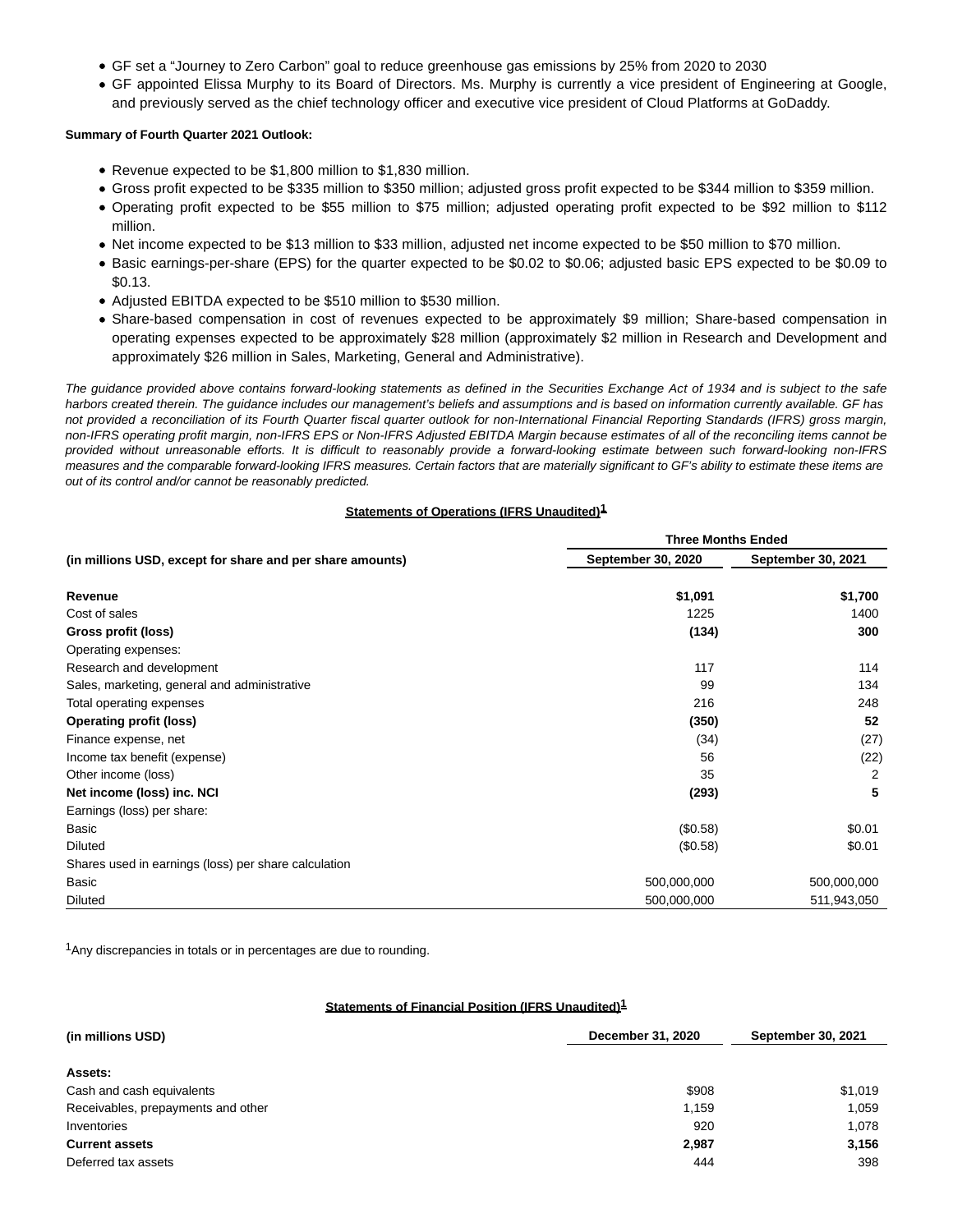- GF set a "Journey to Zero Carbon" goal to reduce greenhouse gas emissions by 25% from 2020 to 2030
- GF appointed Elissa Murphy to its Board of Directors. Ms. Murphy is currently a vice president of Engineering at Google, and previously served as the chief technology officer and executive vice president of Cloud Platforms at GoDaddy.

**Summary of Fourth Quarter 2021 Outlook:**

- Revenue expected to be $1,800 million to $1,830 million.
- Gross profit expected to be $335 million to $350 million; adjusted gross profit expected to be $344 million to $359 million.
- Operating profit expected to be $55 million to $75 million; adjusted operating profit expected to be $92 million to $112 million.
- Net income expected to be $13 million to $33 million, adjusted net income expected to be $50 million to $70 million.
- Basic earnings-per-share (EPS) for the quarter expected to be $0.02 to $0.06; adjusted basic EPS expected to be $0.09 to $0.13.
- Adjusted EBITDA expected to be $510 million to $530 million.
- Share-based compensation in cost of revenues expected to be approximately $9 million; Share-based compensation in operating expenses expected to be approximately $28 million (approximately $2 million in Research and Development and approximately $26 million in Sales, Marketing, General and Administrative).

*The guidance provided above contains forward-looking statements as defined in the Securities Exchange Act of 1934 and is subject to the safe harbors created therein. The guidance includes our management's beliefs and assumptions and is based on information currently available. GF has not provided a reconciliation of its Fourth Quarter fiscal quarter outlook for non-International Financial Reporting Standards (IFRS) gross margin, non-IFRS operating profit margin, non-IFRS EPS or Non-IFRS Adjusted EBITDA Margin because estimates of all of the reconciling items cannot be provided without unreasonable efforts. It is difficult to reasonably provide a forward-looking estimate between such forward-looking non-IFRS measures and the comparable forward-looking IFRS measures. Certain factors that are materially significant to GF's ability to estimate these items are out of its control and/or cannot be reasonably predicted.*

**Statements of Operations (IFRS Unaudited)[1]**

| | Three Months Ended | |
|---|---|---|
| **(in millions USD, except for share and per share amounts)** | **September 30, 2020** | **September 30, 2021** |
| **Revenue** | **$1,091** | **$1,700** |
| Cost of sales | 1225 | 1400 |
| **Gross profit (loss)** | **(134)** | **300** |
| Operating expenses: | | |
| Research and development | 117 | 114 |
| Sales, marketing, general and administrative | 99 | 134 |
| Total operating expenses | 216 | 248 |
| **Operating profit (loss)** | **(350)** | **52** |
| Finance expense, net | (34) | (27) |
| Income tax benefit (expense) | 56 | (22) |
| Other income (loss) | 35 | 2 |
| **Net income (loss) inc. NCI** | **(293)** | **5** |
| Earnings (loss) per share: | | |
| Basic | ($0.58) | $0.01 |
| Diluted | ($0.58) | $0.01 |
| Shares used in earnings (loss) per share calculation | | |
| Basic | 500,000,000 | 500,000,000 |
| Diluted | 500,000,000 | 511,943,050 |

[1]Any discrepancies in totals or in percentages are due to rounding.

**Statements of Financial Position (IFRS Unaudited)[1]**

| **(in millions USD)** | **December 31, 2020** | **September 30, 2021** |
|---|---|---|
| **Assets:** | | |
| Cash and cash equivalents | $908 | $1,019 |
| Receivables, prepayments and other | 1,159 | 1,059 |
| Inventories | 920 | 1,078 |
| **Current assets** | **2,987** | **3,156** |
| Deferred tax assets | 444 | 398 |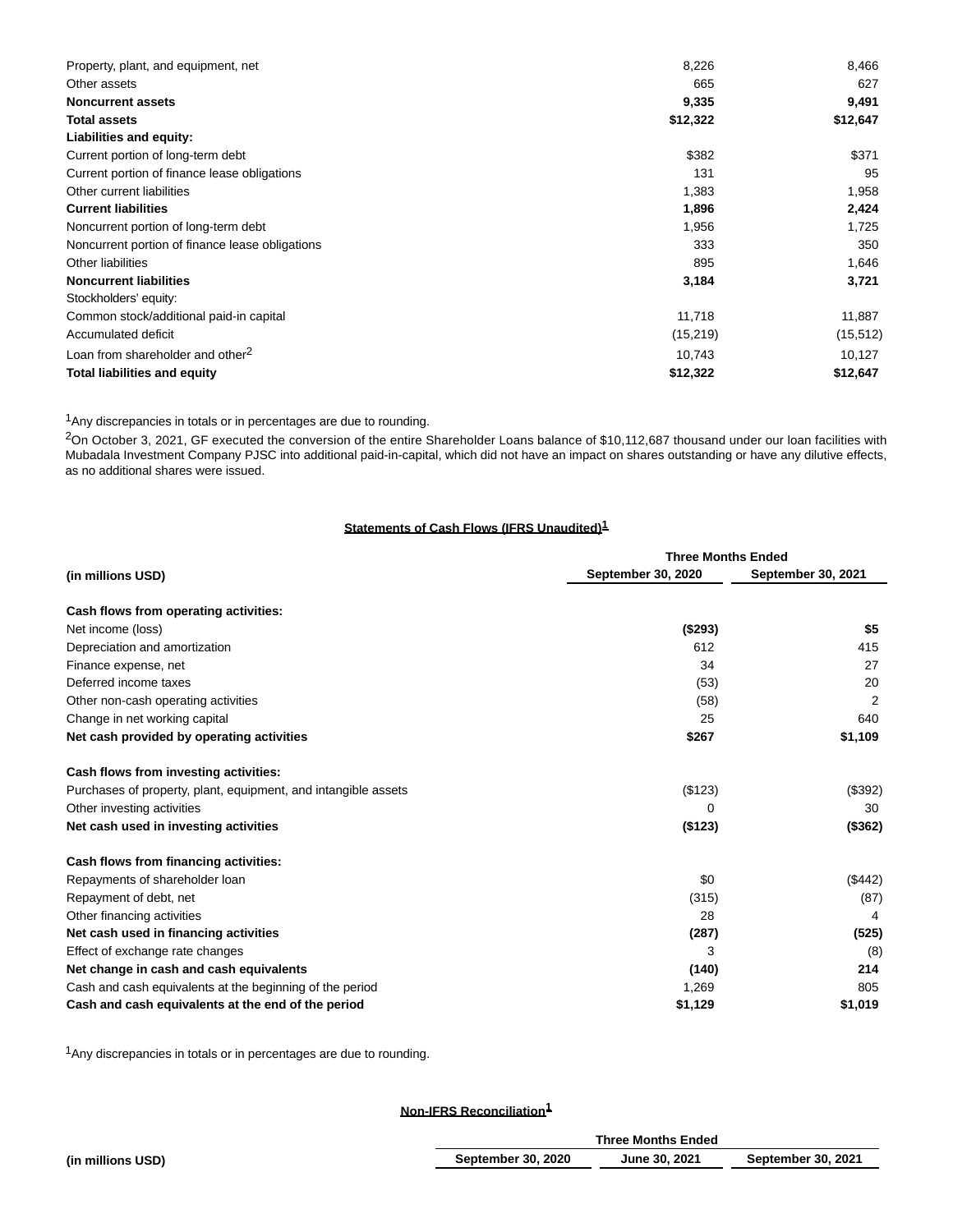| | | |
|---|---|---|
| Property, plant, and equipment, net | 8,226 | 8,466 |
| Other assets | 665 | 627 |
| **Noncurrent assets** | **9,335** | **9,491** |
| **Total assets** | **$12,322** | **$12,647** |
| **Liabilities and equity:** | | |
| Current portion of long-term debt | $382 | $371 |
| Current portion of finance lease obligations | 131 | 95 |
| Other current liabilities | 1,383 | 1,958 |
| **Current liabilities** | **1,896** | **2,424** |
| Noncurrent portion of long-term debt | 1,956 | 1,725 |
| Noncurrent portion of finance lease obligations | 333 | 350 |
| Other liabilities | 895 | 1,646 |
| **Noncurrent liabilities** | **3,184** | **3,721** |
| Stockholders' equity: | | |
| Common stock/additional paid-in capital | 11,718 | 11,887 |
| Accumulated deficit | (15,219) | (15,512) |
| Loan from shareholder and other[2] | 10,743 | 10,127 |
| **Total liabilities and equity** | **$12,322** | **$12,647** |

[1]Any discrepancies in totals or in percentages are due to rounding.

[2]On October 3, 2021, GF executed the conversion of the entire Shareholder Loans balance of $10,112,687 thousand under our loan facilities with Mubadala Investment Company PJSC into additional paid-in-capital, which did not have an impact on shares outstanding or have any dilutive effects, as no additional shares were issued.

**Statements of Cash Flows (IFRS Unaudited)[1]**

| | Three Months Ended | |
|---|---|---|
| **(in millions USD)** | **September 30, 2020** | **September 30, 2021** |
| **Cash flows from operating activities:** | | |
| Net income (loss) | **($293)** | **$5** |
| Depreciation and amortization | 612 | 415 |
| Finance expense, net | 34 | 27 |
| Deferred income taxes | (53) | 20 |
| Other non-cash operating activities | (58) | 2 |
| Change in net working capital | 25 | 640 |
| **Net cash provided by operating activities** | **$267** | **$1,109** |
| **Cash flows from investing activities:** | | |
| Purchases of property, plant, equipment, and intangible assets | ($123) | ($392) |
| Other investing activities | 0 | 30 |
| **Net cash used in investing activities** | **($123)** | **($362)** |
| **Cash flows from financing activities:** | | |
| Repayments of shareholder loan | $0 | ($442) |
| Repayment of debt, net | (315) | (87) |
| Other financing activities | 28 | 4 |
| **Net cash used in financing activities** | **(287)** | **(525)** |
| Effect of exchange rate changes | 3 | (8) |
| **Net change in cash and cash equivalents** | **(140)** | **214** |
| Cash and cash equivalents at the beginning of the period | 1,269 | 805 |
| **Cash and cash equivalents at the end of the period** | **$1,129** | **$1,019** |

[1]Any discrepancies in totals or in percentages are due to rounding.

**Non-IFRS Reconciliation[1]**

| | Three Months Ended | | |
|---|---|---|---|
| **(in millions USD)** | **September 30, 2020** | **June 30, 2021** | **September 30, 2021** |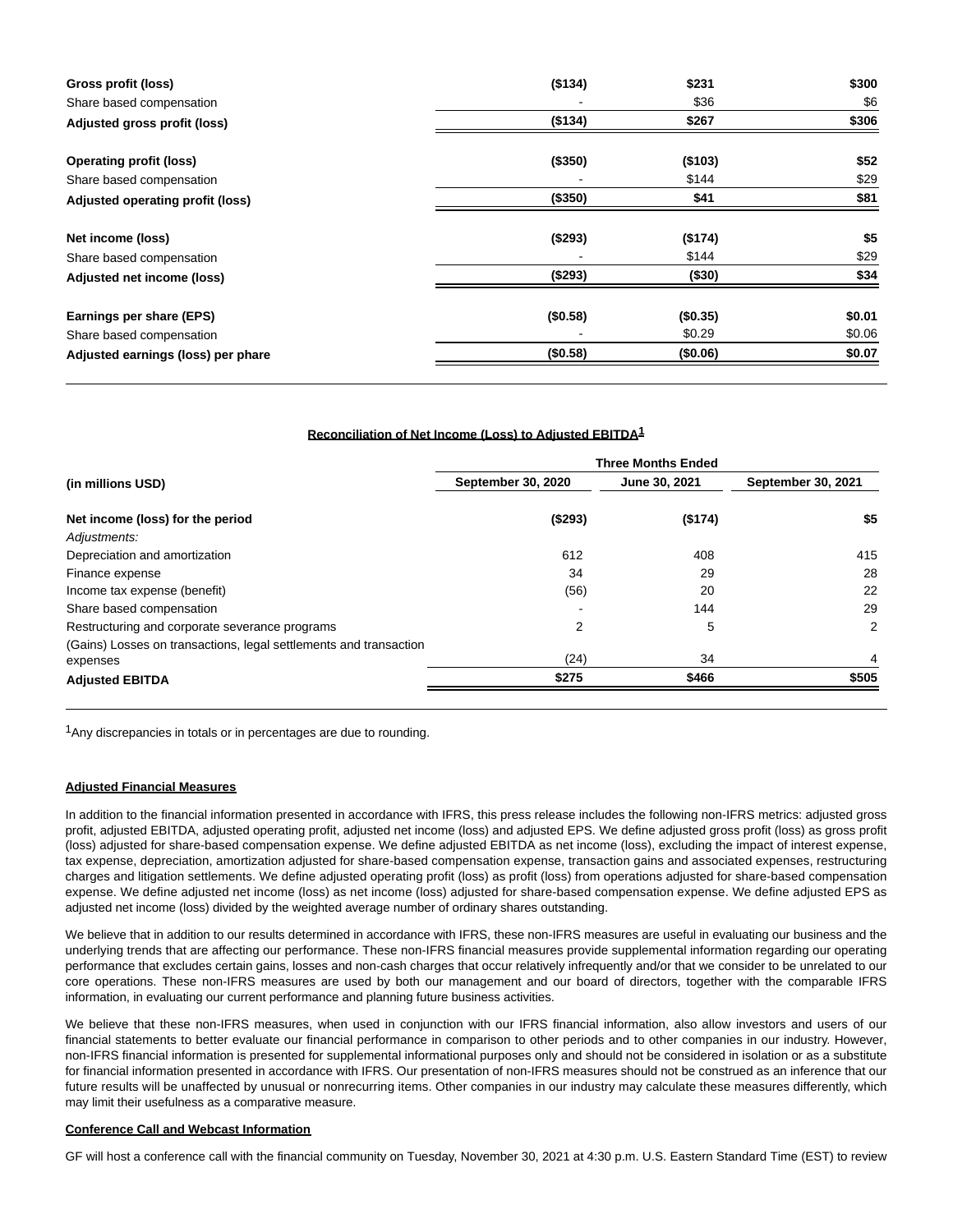| | | | |
|---|---|---|---|
| **Gross profit (loss)** | **($134)** | **$231** | **$300** |
| Share based compensation | - | $36 | $6 |
| **Adjusted gross profit (loss)** | **($134)** | **$267** | **$306** |
| **Operating profit (loss)** | **($350)** | **($103)** | **$52** |
| Share based compensation | - | $144 | $29 |
| **Adjusted operating profit (loss)** | **($350)** | **$41** | **$81** |
| **Net income (loss)** | **($293)** | **($174)** | **$5** |
| Share based compensation | - | $144 | $29 |
| **Adjusted net income (loss)** | **($293)** | **($30)** | **$34** |
| **Earnings per share (EPS)** | **($0.58)** | **($0.35)** | **$0.01** |
| Share based compensation | - | $0.29 | $0.06 |
| **Adjusted earnings (loss) per phare** | **($0.58)** | **($0.06)** | **$0.07** |

**Reconciliation of Net Income (Loss) to Adjusted EBITDA[1]**

| | Three Months Ended | | |
|---|---|---|---|
| **(in millions USD)** | **September 30, 2020** | **June 30, 2021** | **September 30, 2021** |
| **Net income (loss) for the period** | **($293)** | **($174)** | **$5** |
| *Adjustments:* | | | |
| Depreciation and amortization | 612 | 408 | 415 |
| Finance expense | 34 | 29 | 28 |
| Income tax expense (benefit) | (56) | 20 | 22 |
| Share based compensation | - | 144 | 29 |
| Restructuring and corporate severance programs | 2 | 5 | 2 |
| (Gains) Losses on transactions, legal settlements and transaction expenses | (24) | 34 | 4 |
| **Adjusted EBITDA** | **$275** | **$466** | **$505** |

[1]Any discrepancies in totals or in percentages are due to rounding.

**Adjusted Financial Measures**

In addition to the financial information presented in accordance with IFRS, this press release includes the following non-IFRS metrics: adjusted gross profit, adjusted EBITDA, adjusted operating profit, adjusted net income (loss) and adjusted EPS. We define adjusted gross profit (loss) as gross profit (loss) adjusted for share-based compensation expense. We define adjusted EBITDA as net income (loss), excluding the impact of interest expense, tax expense, depreciation, amortization adjusted for share-based compensation expense, transaction gains and associated expenses, restructuring charges and litigation settlements. We define adjusted operating profit (loss) as profit (loss) from operations adjusted for share-based compensation expense. We define adjusted net income (loss) as net income (loss) adjusted for share-based compensation expense. We define adjusted EPS as adjusted net income (loss) divided by the weighted average number of ordinary shares outstanding.

We believe that in addition to our results determined in accordance with IFRS, these non-IFRS measures are useful in evaluating our business and the underlying trends that are affecting our performance. These non-IFRS financial measures provide supplemental information regarding our operating performance that excludes certain gains, losses and non-cash charges that occur relatively infrequently and/or that we consider to be unrelated to our core operations. These non-IFRS measures are used by both our management and our board of directors, together with the comparable IFRS information, in evaluating our current performance and planning future business activities.

We believe that these non-IFRS measures, when used in conjunction with our IFRS financial information, also allow investors and users of our financial statements to better evaluate our financial performance in comparison to other periods and to other companies in our industry. However, non-IFRS financial information is presented for supplemental informational purposes only and should not be considered in isolation or as a substitute for financial information presented in accordance with IFRS. Our presentation of non-IFRS measures should not be construed as an inference that our future results will be unaffected by unusual or nonrecurring items. Other companies in our industry may calculate these measures differently, which may limit their usefulness as a comparative measure.

**Conference Call and Webcast Information**

GF will host a conference call with the financial community on Tuesday, November 30, 2021 at 4:30 p.m. U.S. Eastern Standard Time (EST) to review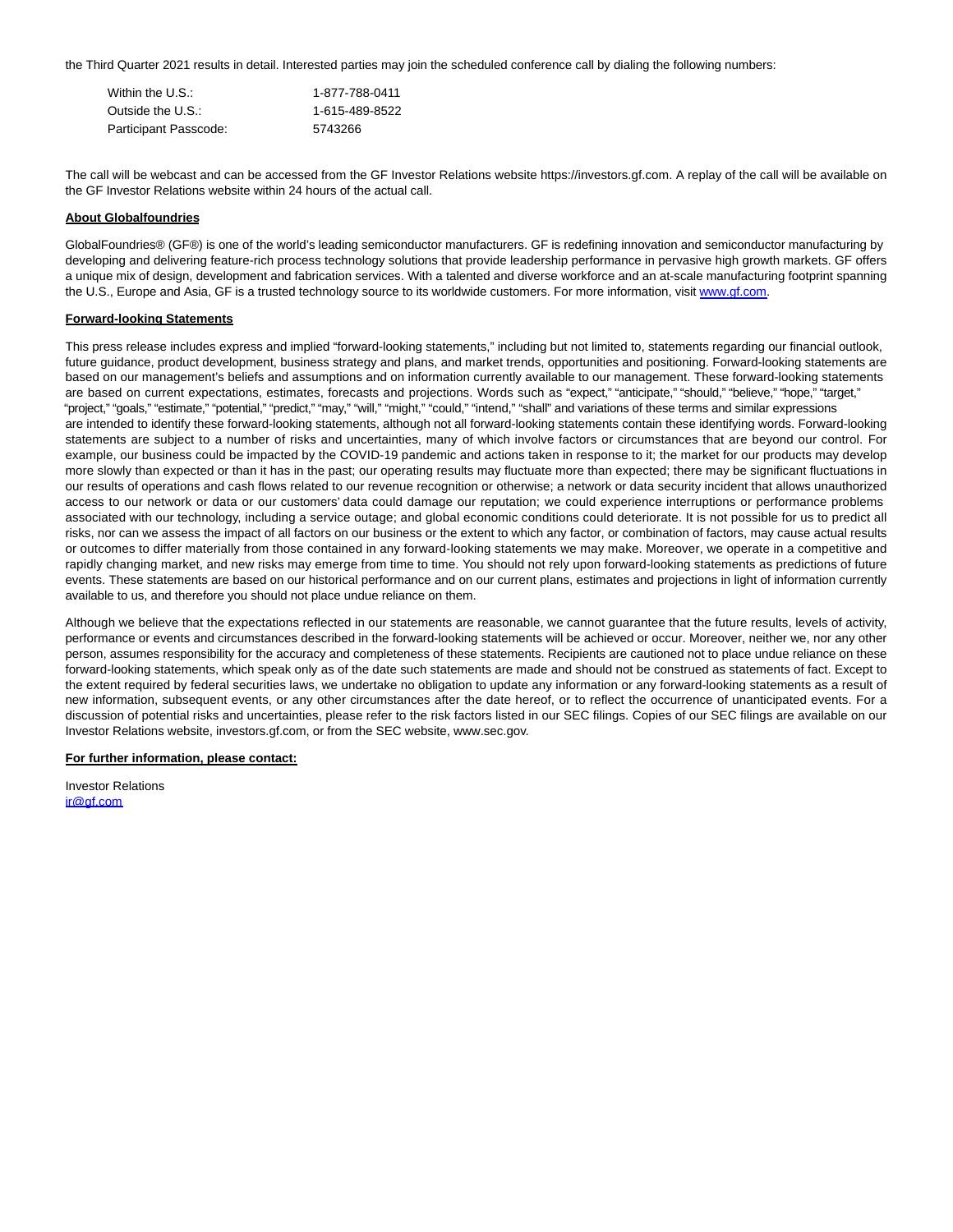the Third Quarter 2021 results in detail. Interested parties may join the scheduled conference call by dialing the following numbers:

| | |
|---|---|
| Within the U.S.: | 1-877-788-0411 |
| Outside the U.S.: | 1-615-489-8522 |
| Participant Passcode: | 5743266 |

The call will be webcast and can be accessed from the GF Investor Relations website https://investors.gf.com. A replay of the call will be available on the GF Investor Relations website within 24 hours of the actual call.

**About Globalfoundries**

GlobalFoundries® (GF®) is one of the world's leading semiconductor manufacturers. GF is redefining innovation and semiconductor manufacturing by developing and delivering feature-rich process technology solutions that provide leadership performance in pervasive high growth markets. GF offers a unique mix of design, development and fabrication services. With a talented and diverse workforce and an at-scale manufacturing footprint spanning the U.S., Europe and Asia, GF is a trusted technology source to its worldwide customers. For more information, visit www.gf.com.

**Forward-looking Statements**

This press release includes express and implied "forward-looking statements," including but not limited to, statements regarding our financial outlook, future guidance, product development, business strategy and plans, and market trends, opportunities and positioning. Forward-looking statements are based on our management's beliefs and assumptions and on information currently available to our management. These forward-looking statements are based on current expectations, estimates, forecasts and projections. Words such as "expect," "anticipate," "should," "believe," "hope," "target," "project," "goals," "estimate," "potential," "predict," "may," "will," "might," "could," "intend," "shall" and variations of these terms and similar expressions are intended to identify these forward-looking statements, although not all forward-looking statements contain these identifying words. Forward-looking statements are subject to a number of risks and uncertainties, many of which involve factors or circumstances that are beyond our control. For example, our business could be impacted by the COVID-19 pandemic and actions taken in response to it; the market for our products may develop more slowly than expected or than it has in the past; our operating results may fluctuate more than expected; there may be significant fluctuations in our results of operations and cash flows related to our revenue recognition or otherwise; a network or data security incident that allows unauthorized access to our network or data or our customers' data could damage our reputation; we could experience interruptions or performance problems associated with our technology, including a service outage; and global economic conditions could deteriorate. It is not possible for us to predict all risks, nor can we assess the impact of all factors on our business or the extent to which any factor, or combination of factors, may cause actual results or outcomes to differ materially from those contained in any forward-looking statements we may make. Moreover, we operate in a competitive and rapidly changing market, and new risks may emerge from time to time. You should not rely upon forward-looking statements as predictions of future events. These statements are based on our historical performance and on our current plans, estimates and projections in light of information currently available to us, and therefore you should not place undue reliance on them.

Although we believe that the expectations reflected in our statements are reasonable, we cannot guarantee that the future results, levels of activity, performance or events and circumstances described in the forward-looking statements will be achieved or occur. Moreover, neither we, nor any other person, assumes responsibility for the accuracy and completeness of these statements. Recipients are cautioned not to place undue reliance on these forward-looking statements, which speak only as of the date such statements are made and should not be construed as statements of fact. Except to the extent required by federal securities laws, we undertake no obligation to update any information or any forward-looking statements as a result of new information, subsequent events, or any other circumstances after the date hereof, or to reflect the occurrence of unanticipated events. For a discussion of potential risks and uncertainties, please refer to the risk factors listed in our SEC filings. Copies of our SEC filings are available on our Investor Relations website, investors.gf.com, or from the SEC website, www.sec.gov.

**For further information, please contact:**

Investor Relations
ir@gf.com